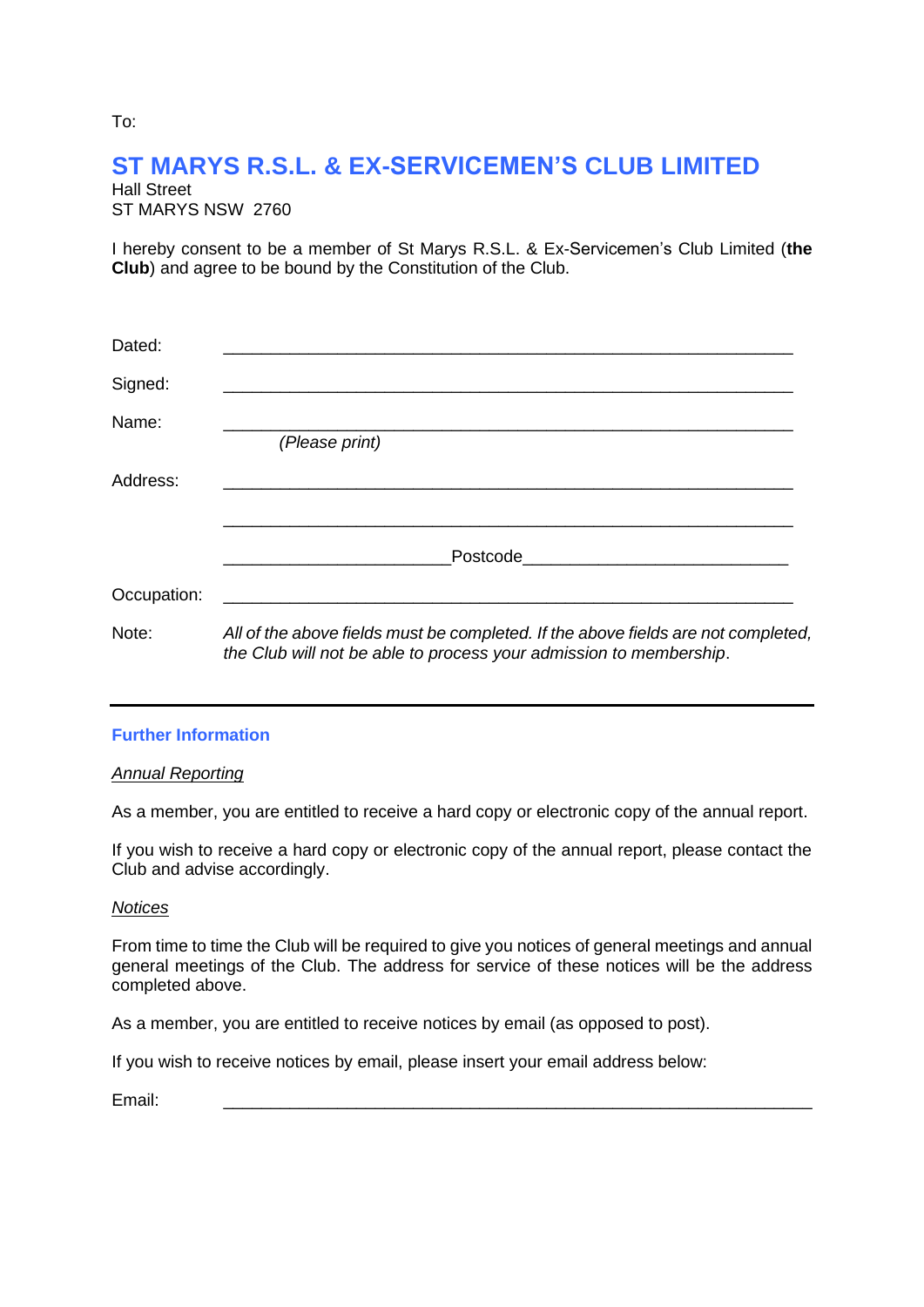To:

# ST MARYS R.S.L. & EX-SERVICEMEN'S CLUB LIMITED

Hall Street
ST MARYS NSW 2760

I hereby consent to be a member of St Marys R.S.L. & Ex-Servicemen's Club Limited (**the Club**) and agree to be bound by the Constitution of the Club.

Dated: ____________________________________________________________

Signed: ____________________________________________________________

Name: ____________________________________________________________
*(Please print)*

Address: ____________________________________________________________

____________________________________________________________

________________________ Postcode ____________________________

Occupation: ____________________________________________________________

Note: *All of the above fields must be completed. If the above fields are not completed, the Club will not be able to process your admission to membership.*

---

## Further Information

### *Annual Reporting*

As a member, you are entitled to receive a hard copy or electronic copy of the annual report.

If you wish to receive a hard copy or electronic copy of the annual report, please contact the Club and advise accordingly.

### *Notices*

From time to time the Club will be required to give you notices of general meetings and annual general meetings of the Club. The address for service of these notices will be the address completed above.

As a member, you are entitled to receive notices by email (as opposed to post).

If you wish to receive notices by email, please insert your email address below:

Email: ____________________________________________________________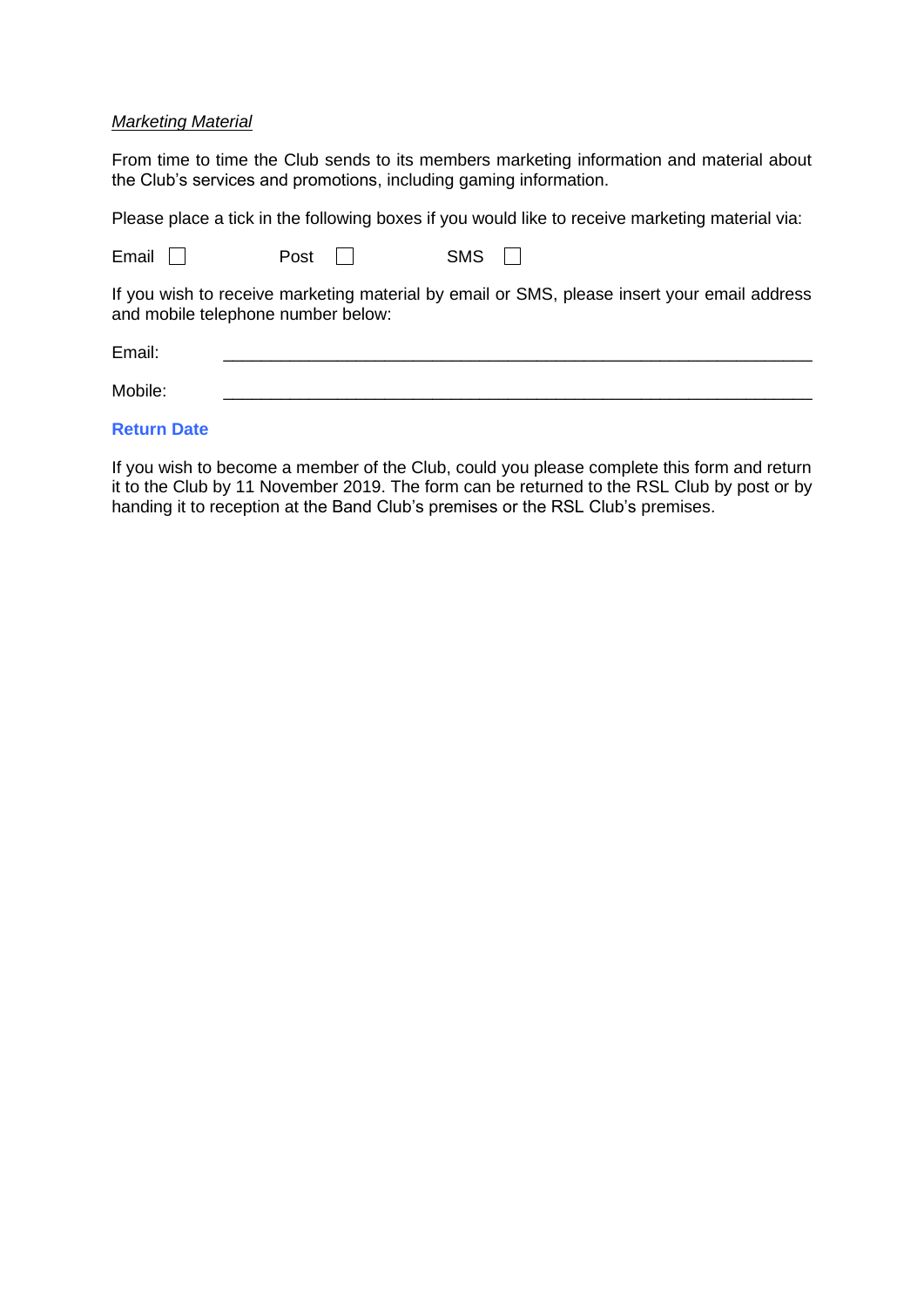*Marketing Material*

From time to time the Club sends to its members marketing information and material about the Club's services and promotions, including gaming information.

Please place a tick in the following boxes if you would like to receive marketing material via:

Email ☐ Post ☐ SMS ☐

If you wish to receive marketing material by email or SMS, please insert your email address and mobile telephone number below:

Email: \_\_\_\_\_\_\_\_\_\_\_\_\_\_\_\_\_\_\_\_\_\_\_\_\_\_\_\_\_\_\_\_\_\_\_\_\_\_\_\_\_\_\_\_\_\_\_\_\_\_\_\_\_\_\_\_\_\_

Mobile: \_\_\_\_\_\_\_\_\_\_\_\_\_\_\_\_\_\_\_\_\_\_\_\_\_\_\_\_\_\_\_\_\_\_\_\_\_\_\_\_\_\_\_\_\_\_\_\_\_\_\_\_\_\_\_\_\_\_

**Return Date**

If you wish to become a member of the Club, could you please complete this form and return it to the Club by 11 November 2019. The form can be returned to the RSL Club by post or by handing it to reception at the Band Club's premises or the RSL Club's premises.